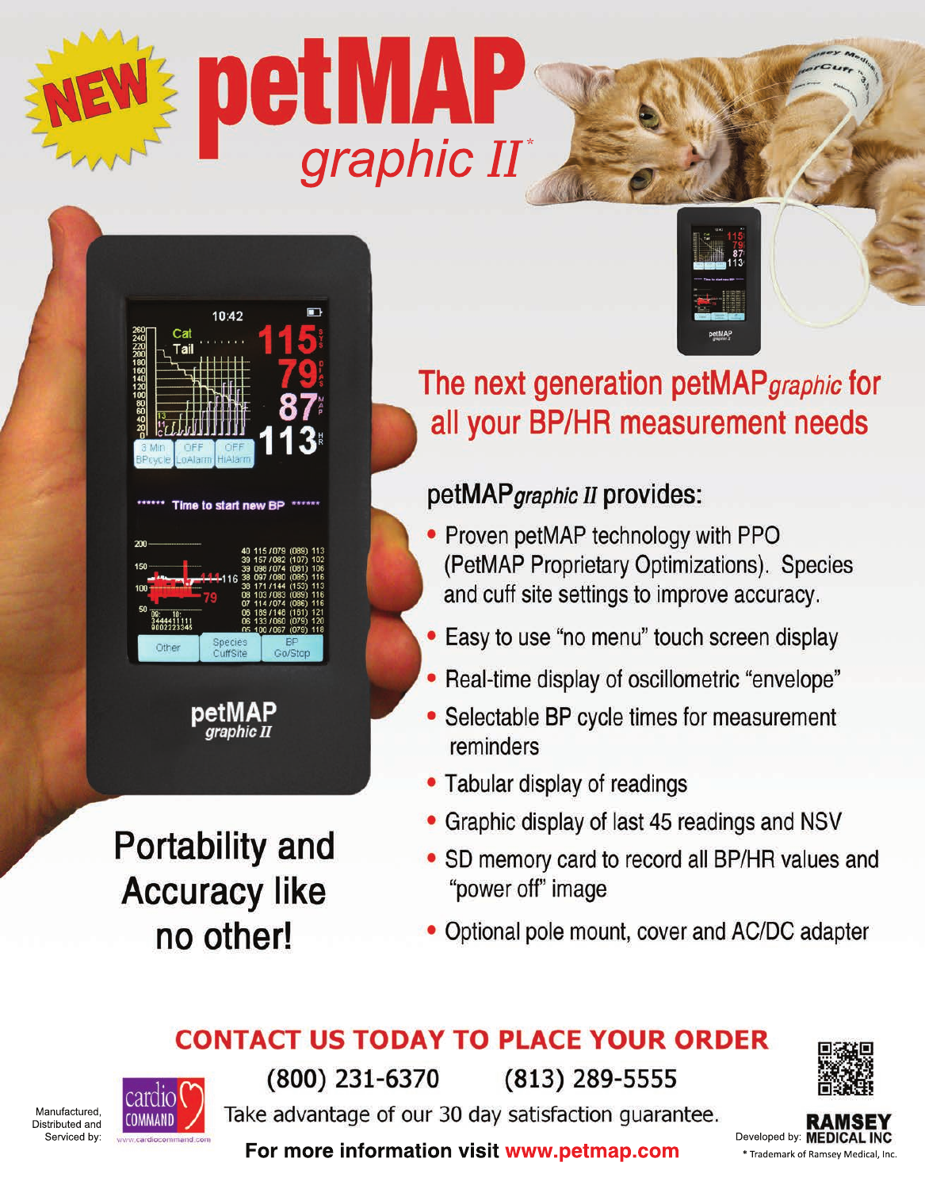# NEW petMAP *graphic II*[*]

## The next generation petMAP*graphic* for all your BP/HR measurement needs

### petMAP*graphic II* provides:

- Proven petMAP technology with PPO (PetMAP Proprietary Optimizations). Species and cuff site settings to improve accuracy.
- Easy to use "no menu" touch screen display
- Real-time display of oscillometric "envelope"
- Selectable BP cycle times for measurement reminders
- Tabular display of readings
- Graphic display of last 45 readings and NSV
- SD memory card to record all BP/HR values and "power off" image
- Optional pole mount, cover and AC/DC adapter

## Portability and Accuracy like no other!

## CONTACT US TODAY TO PLACE YOUR ORDER

(800) 231-6370 (813) 289-5555

Take advantage of our 30 day satisfaction guarantee.

**For more information visit www.petmap.com**

Manufactured, Distributed and Serviced by: cardio COMMAND www.cardiocommand.com

Developed by: RAMSEY MEDICAL INC

* Trademark of Ramsey Medical, Inc.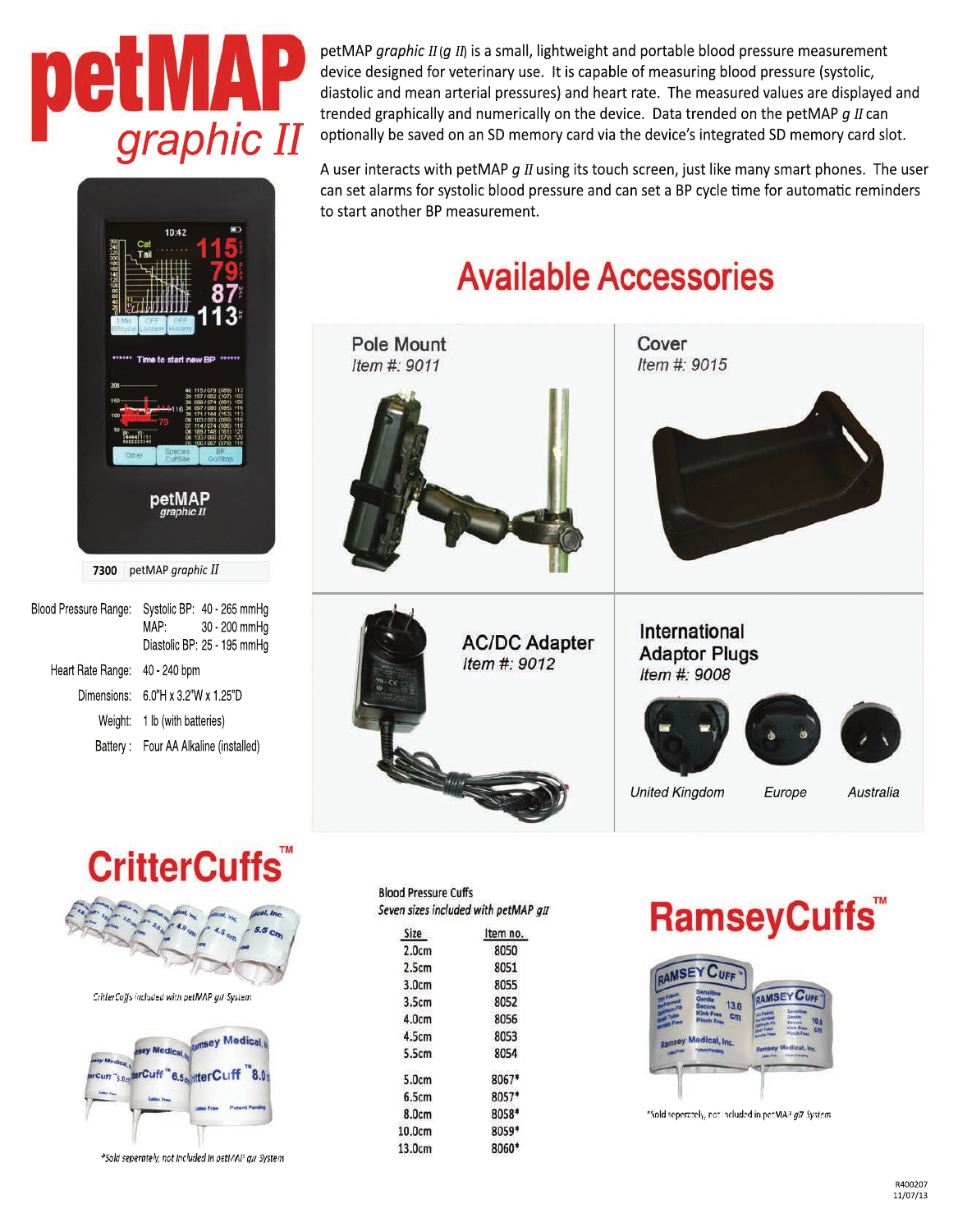# petMAP *graphic II*

petMAP *graphic II* (*g II*) is a small, lightweight and portable blood pressure measurement device designed for veterinary use. It is capable of measuring blood pressure (systolic, diastolic and mean arterial pressures) and heart rate. The measured values are displayed and trended graphically and numerically on the device. Data trended on the petMAP *g II* can optionally be saved on an SD memory card via the device's integrated SD memory card slot.

A user interacts with petMAP *g II* using its touch screen, just like many smart phones. The user can set alarms for systolic blood pressure and can set a BP cycle time for automatic reminders to start another BP measurement.

**7300** petMAP *graphic II*

| | |
|---|---|
| Blood Pressure Range: | Systolic BP: 40 - 265 mmHg<br>MAP: 30 - 200 mmHg<br>Diastolic BP: 25 - 195 mmHg |
| Heart Rate Range: | 40 - 240 bpm |
| Dimensions: | 6.0"H x 3.2"W x 1.25"D |
| Weight: | 1 lb (with batteries) |
| Battery : | Four AA Alkaline (installed) |

## Available Accessories

**Pole Mount**
*Item #: 9011*

**Cover**
*Item #: 9015*

**AC/DC Adapter**
*Item #: 9012*

**International Adaptor Plugs**
*Item #: 9008*

*United Kingdom* *Europe* *Australia*

## CritterCuffs™

*CritterCuffs included with petMAP gII System*

*\*Sold seperately, not included in petMAP gII System*

**Blood Pressure Cuffs**
*Seven sizes included with petMAP gII*

| Size | Item no. |
|---|---|
| 2.0cm | 8050 |
| 2.5cm | 8051 |
| 3.0cm | 8055 |
| 3.5cm | 8052 |
| 4.0cm | 8056 |
| 4.5cm | 8053 |
| 5.5cm | 8054 |
| 5.0cm | 8067* |
| 6.5cm | 8057* |
| 8.0cm | 8058* |
| 10.0cm | 8059* |
| 13.0cm | 8060* |

## RamseyCuffs™

\*Sold seperately, not included in petMAP gII System

R400207
11/07/13